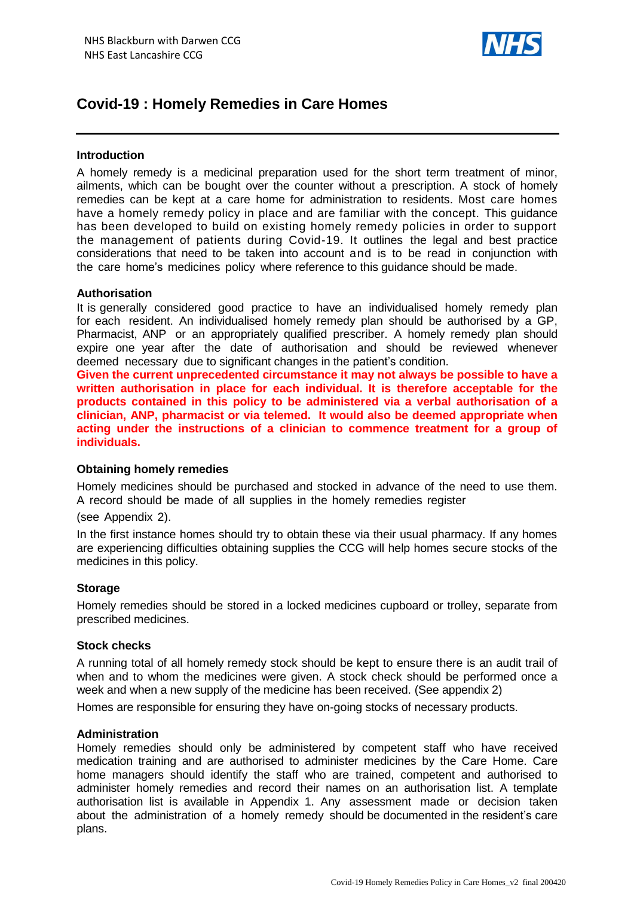NHS Blackburn with Darwen CCG
NHS East Lancashire CCG

# Covid-19 : Homely Remedies in Care Homes

### Introduction

A homely remedy is a medicinal preparation used for the short term treatment of minor, ailments, which can be bought over the counter without a prescription. A stock of homely remedies can be kept at a care home for administration to residents. Most care homes have a homely remedy policy in place and are familiar with the concept. This guidance has been developed to build on existing homely remedy policies in order to support the management of patients during Covid-19. It outlines the legal and best practice considerations that need to be taken into account and is to be read in conjunction with the care home's medicines policy where reference to this guidance should be made.

### Authorisation

It is generally considered good practice to have an individualised homely remedy plan for each resident. An individualised homely remedy plan should be authorised by a GP, Pharmacist, ANP or an appropriately qualified prescriber. A homely remedy plan should expire one year after the date of authorisation and should be reviewed whenever deemed necessary due to significant changes in the patient's condition.

**Given the current unprecedented circumstance it may not always be possible to have a written authorisation in place for each individual. It is therefore acceptable for the products contained in this policy to be administered via a verbal authorisation of a clinician, ANP, pharmacist or via telemed. It would also be deemed appropriate when acting under the instructions of a clinician to commence treatment for a group of individuals.**

### Obtaining homely remedies

Homely medicines should be purchased and stocked in advance of the need to use them. A record should be made of all supplies in the homely remedies register

(see Appendix 2).

In the first instance homes should try to obtain these via their usual pharmacy. If any homes are experiencing difficulties obtaining supplies the CCG will help homes secure stocks of the medicines in this policy.

### Storage

Homely remedies should be stored in a locked medicines cupboard or trolley, separate from prescribed medicines.

### Stock checks

A running total of all homely remedy stock should be kept to ensure there is an audit trail of when and to whom the medicines were given. A stock check should be performed once a week and when a new supply of the medicine has been received. (See appendix 2)

Homes are responsible for ensuring they have on-going stocks of necessary products.

### Administration

Homely remedies should only be administered by competent staff who have received medication training and are authorised to administer medicines by the Care Home. Care home managers should identify the staff who are trained, competent and authorised to administer homely remedies and record their names on an authorisation list. A template authorisation list is available in Appendix 1. Any assessment made or decision taken about the administration of a homely remedy should be documented in the resident's care plans.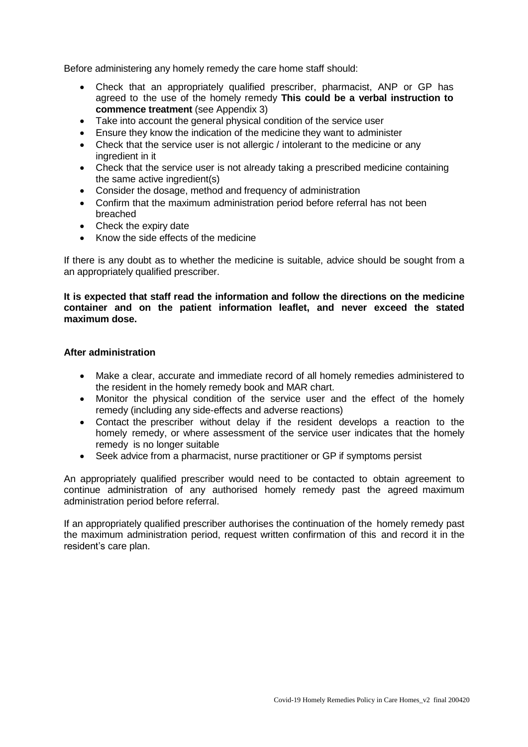Before administering any homely remedy the care home staff should:

- Check that an appropriately qualified prescriber, pharmacist, ANP or GP has agreed to the use of the homely remedy **This could be a verbal instruction to commence treatment** (see Appendix 3)
- Take into account the general physical condition of the service user
- Ensure they know the indication of the medicine they want to administer
- Check that the service user is not allergic / intolerant to the medicine or any ingredient in it
- Check that the service user is not already taking a prescribed medicine containing the same active ingredient(s)
- Consider the dosage, method and frequency of administration
- Confirm that the maximum administration period before referral has not been breached
- Check the expiry date
- Know the side effects of the medicine

If there is any doubt as to whether the medicine is suitable, advice should be sought from a an appropriately qualified prescriber.

**It is expected that staff read the information and follow the directions on the medicine container and on the patient information leaflet, and never exceed the stated maximum dose.**

**After administration**

- Make a clear, accurate and immediate record of all homely remedies administered to the resident in the homely remedy book and MAR chart.
- Monitor the physical condition of the service user and the effect of the homely remedy (including any side-effects and adverse reactions)
- Contact the prescriber without delay if the resident develops a reaction to the homely remedy, or where assessment of the service user indicates that the homely remedy is no longer suitable
- Seek advice from a pharmacist, nurse practitioner or GP if symptoms persist

An appropriately qualified prescriber would need to be contacted to obtain agreement to continue administration of any authorised homely remedy past the agreed maximum administration period before referral.

If an appropriately qualified prescriber authorises the continuation of the homely remedy past the maximum administration period, request written confirmation of this and record it in the resident's care plan.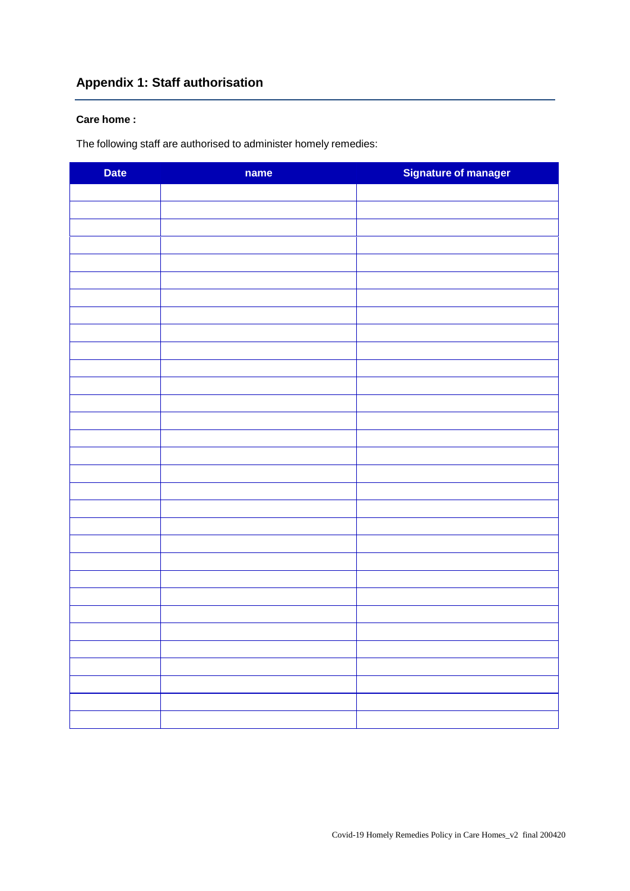## Appendix 1: Staff authorisation

**Care home :**

The following staff are authorised to administer homely remedies:

| Date | name | Signature of manager |
|---|---|---|
| | | |
| | | |
| | | |
| | | |
| | | |
| | | |
| | | |
| | | |
| | | |
| | | |
| | | |
| | | |
| | | |
| | | |
| | | |
| | | |
| | | |
| | | |
| | | |
| | | |
| | | |
| | | |
| | | |
| | | |
| | | |
| | | |
| | | |
| | | |
| | | |
| | | |
| | | |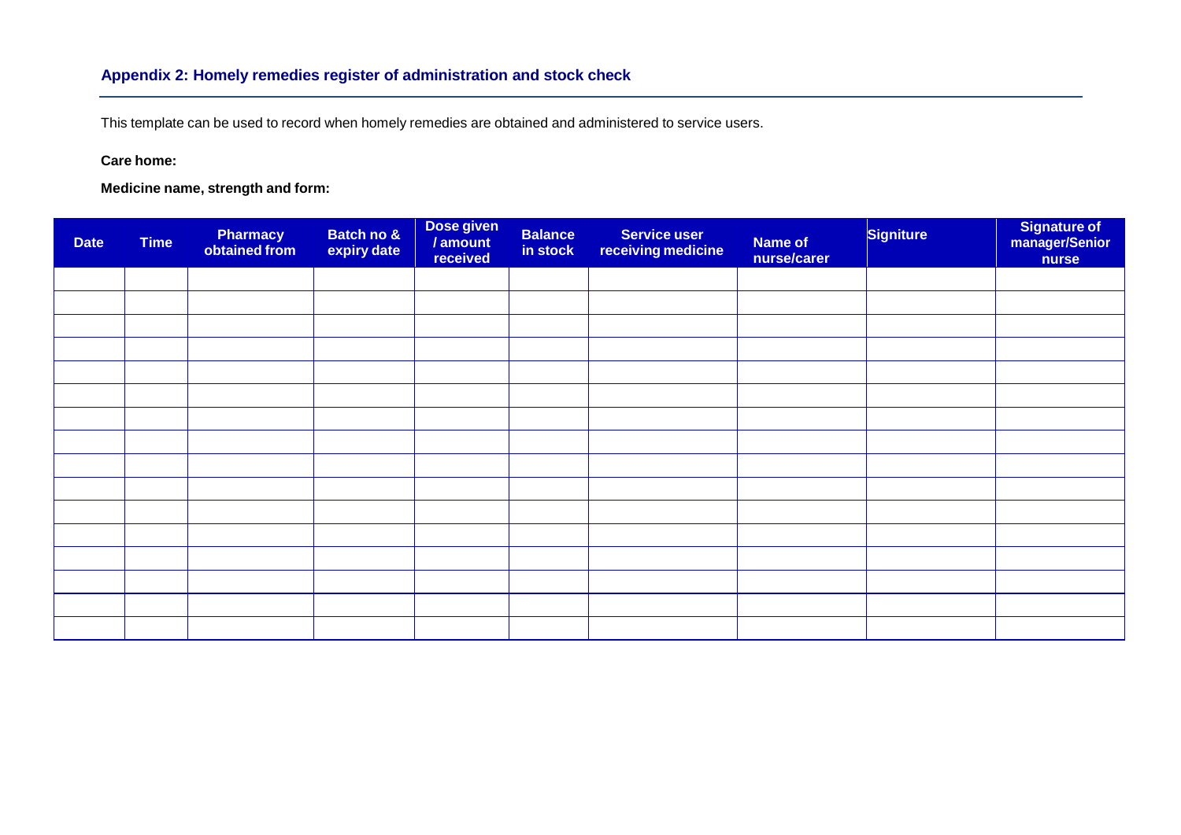## Appendix 2: Homely remedies register of administration and stock check

This template can be used to record when homely remedies are obtained and administered to service users.

**Care home:**

**Medicine name, strength and form:**

| Date | Time | Pharmacy obtained from | Batch no & expiry date | Dose given / amount received | Balance in stock | Service user receiving medicine | Name of nurse/carer | Signiture | Signature of manager/Senior nurse |
|---|---|---|---|---|---|---|---|---|---|
| | | | | | | | | | |
| | | | | | | | | | |
| | | | | | | | | | |
| | | | | | | | | | |
| | | | | | | | | | |
| | | | | | | | | | |
| | | | | | | | | | |
| | | | | | | | | | |
| | | | | | | | | | |
| | | | | | | | | | |
| | | | | | | | | | |
| | | | | | | | | | |
| | | | | | | | | | |
| | | | | | | | | | |
| | | | | | | | | | |
| | | | | | | | | | |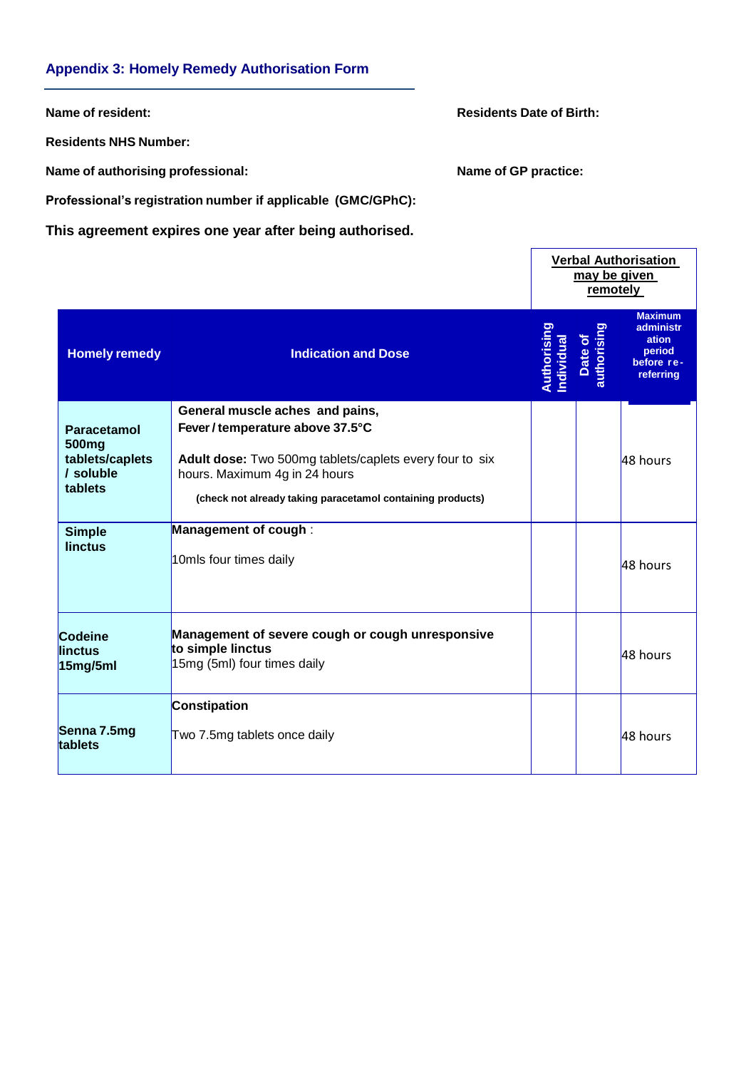### Appendix 3: Homely Remedy Authorisation Form

**Name of resident:**

**Residents Date of Birth:**

**Residents NHS Number:**

**Name of authorising professional:**

**Name of GP practice:**

**Professional's registration number if applicable (GMC/GPhC):**

**This agreement expires one year after being authorised.**

| | | Verbal Authorisation may be given remotely | | |
|---|---|---|---|---|
| **Homely remedy** | **Indication and Dose** | **Authorising Individual** | **Date of authorising** | **Maximum administration period before re-referring** |
| **Paracetamol 500mg tablets/caplets / soluble tablets** | **General muscle aches and pains, Fever / temperature above 37.5°C**<br><br>**Adult dose:** Two 500mg tablets/caplets every four to six hours. Maximum 4g in 24 hours<br><br>**(check not already taking paracetamol containing products)** | | | 48 hours |
| **Simple linctus** | **Management of cough** :<br><br>10mls four times daily | | | 48 hours |
| **Codeine linctus 15mg/5ml** | **Management of severe cough or cough unresponsive to simple linctus**<br>15mg (5ml) four times daily | | | 48 hours |
| **Senna 7.5mg tablets** | **Constipation**<br><br>Two 7.5mg tablets once daily | | | 48 hours |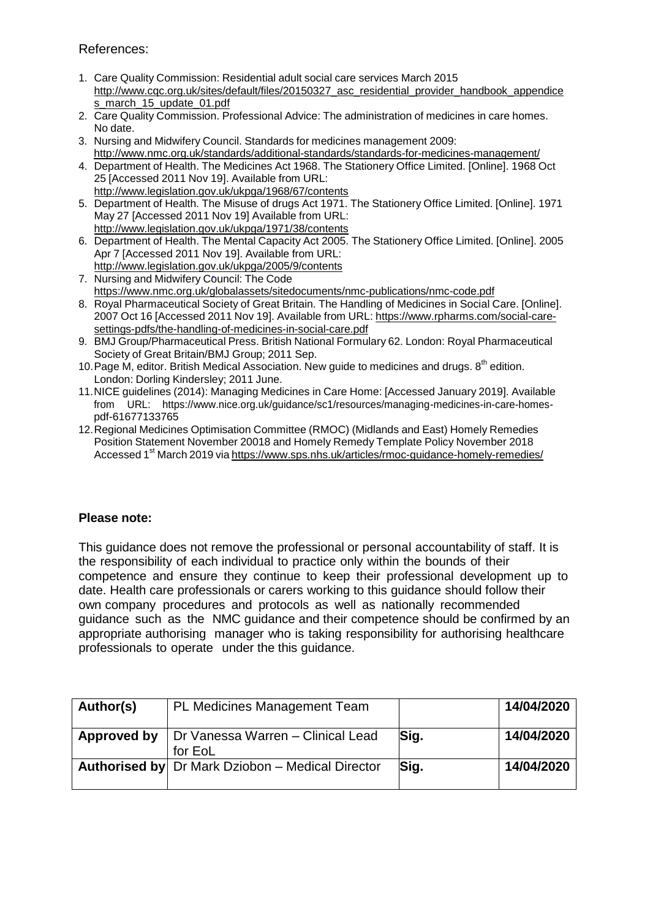References:

1. Care Quality Commission: Residential adult social care services March 2015 http://www.cqc.org.uk/sites/default/files/20150327_asc_residential_provider_handbook_appendices_march_15_update_01.pdf
2. Care Quality Commission. Professional Advice: The administration of medicines in care homes. No date.
3. Nursing and Midwifery Council. Standards for medicines management 2009: http://www.nmc.org.uk/standards/additional-standards/standards-for-medicines-management/
4. Department of Health. The Medicines Act 1968. The Stationery Office Limited. [Online]. 1968 Oct 25 [Accessed 2011 Nov 19]. Available from URL: http://www.legislation.gov.uk/ukpga/1968/67/contents
5. Department of Health. The Misuse of drugs Act 1971. The Stationery Office Limited. [Online]. 1971 May 27 [Accessed 2011 Nov 19] Available from URL: http://www.legislation.gov.uk/ukpga/1971/38/contents
6. Department of Health. The Mental Capacity Act 2005. The Stationery Office Limited. [Online]. 2005 Apr 7 [Accessed 2011 Nov 19]. Available from URL: http://www.legislation.gov.uk/ukpga/2005/9/contents
7. Nursing and Midwifery Council: The Code https://www.nmc.org.uk/globalassets/sitedocuments/nmc-publications/nmc-code.pdf
8. Royal Pharmaceutical Society of Great Britain. The Handling of Medicines in Social Care. [Online]. 2007 Oct 16 [Accessed 2011 Nov 19]. Available from URL: https://www.rpharms.com/social-care-settings-pdfs/the-handling-of-medicines-in-social-care.pdf
9. BMJ Group/Pharmaceutical Press. British National Formulary 62. London: Royal Pharmaceutical Society of Great Britain/BMJ Group; 2011 Sep.
10. Page M, editor. British Medical Association. New guide to medicines and drugs. 8th edition. London: Dorling Kindersley; 2011 June.
11. NICE guidelines (2014): Managing Medicines in Care Home: [Accessed January 2019]. Available from URL: https://www.nice.org.uk/guidance/sc1/resources/managing-medicines-in-care-homes-pdf-61677133765
12. Regional Medicines Optimisation Committee (RMOC) (Midlands and East) Homely Remedies Position Statement November 20018 and Homely Remedy Template Policy November 2018 Accessed 1st March 2019 via https://www.sps.nhs.uk/articles/rmoc-guidance-homely-remedies/

**Please note:**

This guidance does not remove the professional or personal accountability of staff. It is the responsibility of each individual to practice only within the bounds of their competence and ensure they continue to keep their professional development up to date. Health care professionals or carers working to this guidance should follow their own company procedures and protocols as well as nationally recommended guidance such as the NMC guidance and their competence should be confirmed by an appropriate authorising manager who is taking responsibility for authorising healthcare professionals to operate under the this guidance.

| | | | |
|---|---|---|---|
| **Author(s)** | PL Medicines Management Team | | **14/04/2020** |
| **Approved by** | Dr Vanessa Warren – Clinical Lead for EoL | **Sig.** | **14/04/2020** |
| **Authorised by** | Dr Mark Dziobon – Medical Director | **Sig.** | **14/04/2020** |